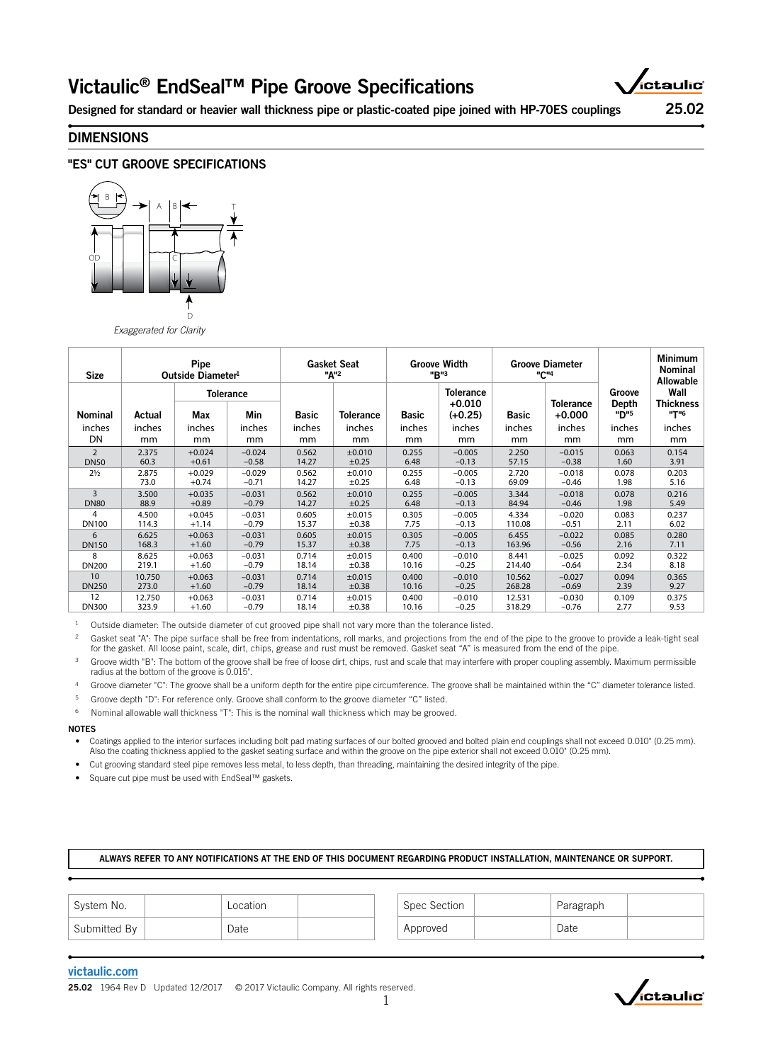# Victaulic® EndSeal™ Pipe Groove Specifications

**Designed for standard or heavier wall thickness pipe or plastic-coated pipe joined with HP-70ES couplings**

25.02

## DIMENSIONS

### "ES" CUT GROOVE SPECIFICATIONS

*Exaggerated for Clarity*

| Size | Pipe Outside Diameter[1] | | | Gasket Seat "A"[2] | | Groove Width "B"[3] | | Groove Diameter "C"[4] | | Groove Depth "D"[5] | Minimum Nominal Allowable Wall Thickness "T"[6] |
|---|---|---|---|---|---|---|---|---|---|---|---|
| | | Tolerance | | | | | Tolerance +0.010 (+0.25) | | Tolerance +0.000 | | |
| Nominal inches DN | Actual inches mm | Max inches mm | Min inches mm | Basic inches mm | Tolerance inches mm | Basic inches mm | inches mm | Basic inches mm | inches mm | inches mm | inches mm |
| 2 DN50 | 2.375 60.3 | +0.024 +0.61 | −0.024 −0.58 | 0.562 14.27 | ±0.010 ±0.25 | 0.255 6.48 | −0.005 −0.13 | 2.250 57.15 | −0.015 −0.38 | 0.063 1.60 | 0.154 3.91 |
| 2½ | 2.875 73.0 | +0.029 +0.74 | −0.029 −0.71 | 0.562 14.27 | ±0.010 ±0.25 | 0.255 6.48 | −0.005 −0.13 | 2.720 69.09 | −0.018 −0.46 | 0.078 1.98 | 0.203 5.16 |
| 3 DN80 | 3.500 88.9 | +0.035 +0.89 | −0.031 −0.79 | 0.562 14.27 | ±0.010 ±0.25 | 0.255 6.48 | −0.005 −0.13 | 3.344 84.94 | −0.018 −0.46 | 0.078 1.98 | 0.216 5.49 |
| 4 DN100 | 4.500 114.3 | +0.045 +1.14 | −0.031 −0.79 | 0.605 15.37 | ±0.015 ±0.38 | 0.305 7.75 | −0.005 −0.13 | 4.334 110.08 | −0.020 −0.51 | 0.083 2.11 | 0.237 6.02 |
| 6 DN150 | 6.625 168.3 | +0.063 +1.60 | −0.031 −0.79 | 0.605 15.37 | ±0.015 ±0.38 | 0.305 7.75 | −0.005 −0.13 | 6.455 163.96 | −0.022 −0.56 | 0.085 2.16 | 0.280 7.11 |
| 8 DN200 | 8.625 219.1 | +0.063 +1.60 | −0.031 −0.79 | 0.714 18.14 | ±0.015 ±0.38 | 0.400 10.16 | −0.010 −0.25 | 8.441 214.40 | −0.025 −0.64 | 0.092 2.34 | 0.322 8.18 |
| 10 DN250 | 10.750 273.0 | +0.063 +1.60 | −0.031 −0.79 | 0.714 18.14 | ±0.015 ±0.38 | 0.400 10.16 | −0.010 −0.25 | 10.562 268.28 | −0.027 −0.69 | 0.094 2.39 | 0.365 9.27 |
| 12 DN300 | 12.750 323.9 | +0.063 +1.60 | −0.031 −0.79 | 0.714 18.14 | ±0.015 ±0.38 | 0.400 10.16 | −0.010 −0.25 | 12.531 318.29 | −0.030 −0.76 | 0.109 2.77 | 0.375 9.53 |

[1] Outside diameter: The outside diameter of cut grooved pipe shall not vary more than the tolerance listed.

[2] Gasket seat "A": The pipe surface shall be free from indentations, roll marks, and projections from the end of the pipe to the groove to provide a leak-tight seal for the gasket. All loose paint, scale, dirt, chips, grease and rust must be removed. Gasket seat "A" is measured from the end of the pipe.

[3] Groove width "B": The bottom of the groove shall be free of loose dirt, chips, rust and scale that may interfere with proper coupling assembly. Maximum permissible radius at the bottom of the groove is 0.015".

[4] Groove diameter "C": The groove shall be a uniform depth for the entire pipe circumference. The groove shall be maintained within the "C" diameter tolerance listed.

[5] Groove depth "D": For reference only. Groove shall conform to the groove diameter "C" listed.

[6] Nominal allowable wall thickness "T": This is the nominal wall thickness which may be grooved.

**NOTES**

- Coatings applied to the interior surfaces including bolt pad mating surfaces of our bolted grooved and bolted plain end couplings shall not exceed 0.010" (0.25 mm). Also the coating thickness applied to the gasket seating surface and within the groove on the pipe exterior shall not exceed 0.010" (0.25 mm).
- Cut grooving standard steel pipe removes less metal, to less depth, than threading, maintaining the desired integrity of the pipe.
- Square cut pipe must be used with EndSeal™ gaskets.

**ALWAYS REFER TO ANY NOTIFICATIONS AT THE END OF THIS DOCUMENT REGARDING PRODUCT INSTALLATION, MAINTENANCE OR SUPPORT.**

| System No. | | Location | |
|---|---|---|---|
| Submitted By | | Date | |

| Spec Section | | Paragraph | |
|---|---|---|---|
| Approved | | Date | |

victaulic.com

25.02 1964 Rev D Updated 12/2017 © 2017 Victaulic Company. All rights reserved.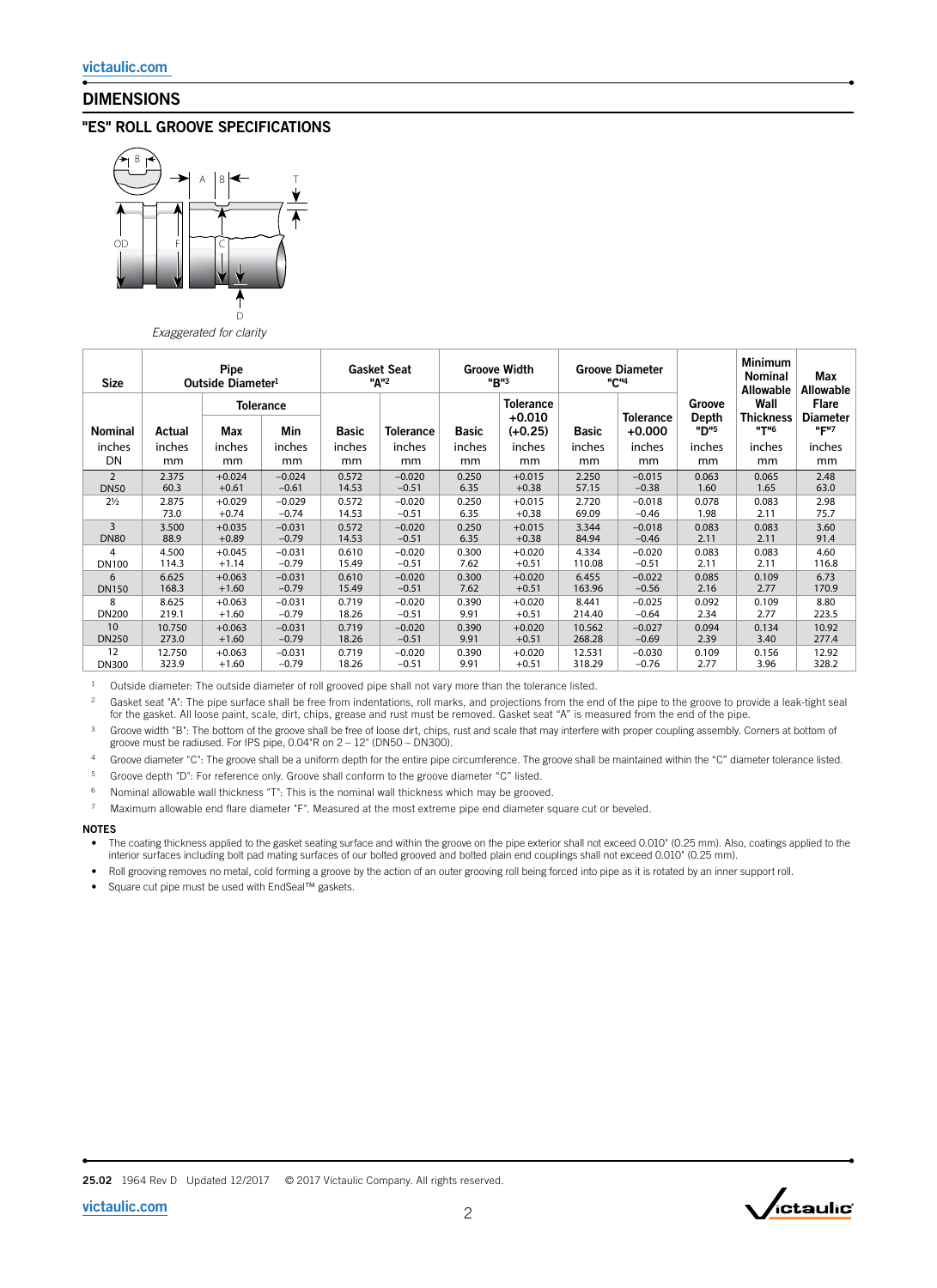## DIMENSIONS

### "ES" ROLL GROOVE SPECIFICATIONS

*Exaggerated for clarity*

| Size | Pipe Outside Diameter[1] | | | Gasket Seat "A"[2] | | Groove Width "B"[3] | | Groove Diameter "C"[4] | | Groove Depth "D"[5] | Minimum Nominal Allowable Wall Thickness "T"[6] | Max Allowable Flare Diameter "F"[7] |
|---|---|---|---|---|---|---|---|---|---|---|---|---|
| | | Tolerance | | | | | Tolerance +0.010 (+0.25) | | Tolerance +0.000 | | | |
| Nominal inches DN | Actual inches mm | Max inches mm | Min inches mm | Basic inches mm | Tolerance inches mm | Basic inches mm | inches mm | Basic inches mm | inches mm | inches mm | inches mm | inches mm |
| 2 DN50 | 2.375 60.3 | +0.024 +0.61 | −0.024 −0.61 | 0.572 14.53 | −0.020 −0.51 | 0.250 6.35 | +0.015 +0.38 | 2.250 57.15 | −0.015 −0.38 | 0.063 1.60 | 0.065 1.65 | 2.48 63.0 |
| 2½ | 2.875 73.0 | +0.029 +0.74 | −0.029 −0.74 | 0.572 14.53 | −0.020 −0.51 | 0.250 6.35 | +0.015 +0.38 | 2.720 69.09 | −0.018 −0.46 | 0.078 1.98 | 0.083 2.11 | 2.98 75.7 |
| 3 DN80 | 3.500 88.9 | +0.035 +0.89 | −0.031 −0.79 | 0.572 14.53 | −0.020 −0.51 | 0.250 6.35 | +0.015 +0.38 | 3.344 84.94 | −0.018 −0.46 | 0.083 2.11 | 0.083 2.11 | 3.60 91.4 |
| 4 DN100 | 4.500 114.3 | +0.045 +1.14 | −0.031 −0.79 | 0.610 15.49 | −0.020 −0.51 | 0.300 7.62 | +0.020 +0.51 | 4.334 110.08 | −0.020 −0.51 | 0.083 2.11 | 0.083 2.11 | 4.60 116.8 |
| 6 DN150 | 6.625 168.3 | +0.063 +1.60 | −0.031 −0.79 | 0.610 15.49 | −0.020 −0.51 | 0.300 7.62 | +0.020 +0.51 | 6.455 163.96 | −0.022 −0.56 | 0.085 2.16 | 0.109 2.77 | 6.73 170.9 |
| 8 DN200 | 8.625 219.1 | +0.063 +1.60 | −0.031 −0.79 | 0.719 18.26 | −0.020 −0.51 | 0.390 9.91 | +0.020 +0.51 | 8.441 214.40 | −0.025 −0.64 | 0.092 2.34 | 0.109 2.77 | 8.80 223.5 |
| 10 DN250 | 10.750 273.0 | +0.063 +1.60 | −0.031 −0.79 | 0.719 18.26 | −0.020 −0.51 | 0.390 9.91 | +0.020 +0.51 | 10.562 268.28 | −0.027 −0.69 | 0.094 2.39 | 0.134 3.40 | 10.92 277.4 |
| 12 DN300 | 12.750 323.9 | +0.063 +1.60 | −0.031 −0.79 | 0.719 18.26 | −0.020 −0.51 | 0.390 9.91 | +0.020 +0.51 | 12.531 318.29 | −0.030 −0.76 | 0.109 2.77 | 0.156 3.96 | 12.92 328.2 |

[1] Outside diameter: The outside diameter of roll grooved pipe shall not vary more than the tolerance listed.

[2] Gasket seat "A": The pipe surface shall be free from indentations, roll marks, and projections from the end of the pipe to the groove to provide a leak-tight seal for the gasket. All loose paint, scale, dirt, chips, grease and rust must be removed. Gasket seat "A" is measured from the end of the pipe.

[3] Groove width "B": The bottom of the groove shall be free of loose dirt, chips, rust and scale that may interfere with proper coupling assembly. Corners at bottom of groove must be radiused. For IPS pipe, 0.04"R on 2 – 12" (DN50 – DN300).

[4] Groove diameter "C": The groove shall be a uniform depth for the entire pipe circumference. The groove shall be maintained within the "C" diameter tolerance listed.

[5] Groove depth "D": For reference only. Groove shall conform to the groove diameter "C" listed.

[6] Nominal allowable wall thickness "T": This is the nominal wall thickness which may be grooved.

[7] Maximum allowable end flare diameter "F". Measured at the most extreme pipe end diameter square cut or beveled.

#### NOTES

- The coating thickness applied to the gasket seating surface and within the groove on the pipe exterior shall not exceed 0.010" (0.25 mm). Also, coatings applied to the interior surfaces including bolt pad mating surfaces of our bolted grooved and bolted plain end couplings shall not exceed 0.010" (0.25 mm).
- Roll grooving removes no metal, cold forming a groove by the action of an outer grooving roll being forced into pipe as it is rotated by an inner support roll.
- Square cut pipe must be used with EndSeal™ gaskets.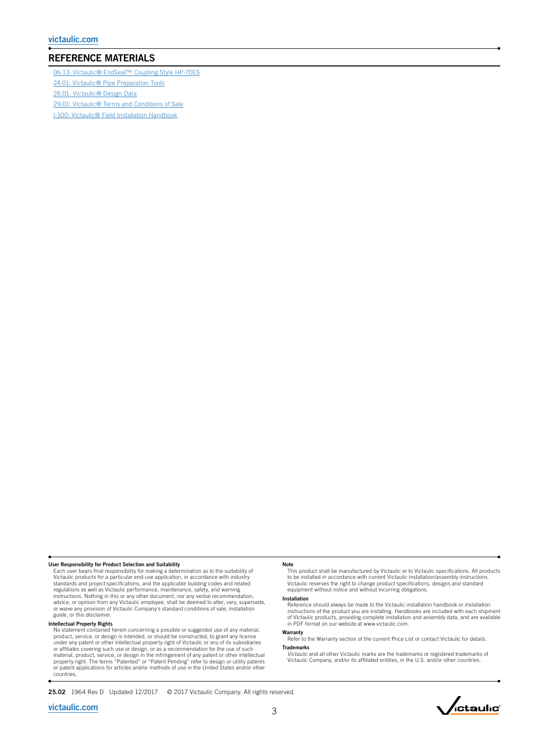## REFERENCE MATERIALS

06.13: Victaulic® EndSeal™ Coupling Style HP-70ES

24.01: Victaulic® Pipe Preparation Tools

26.01: Victaulic® Design Data

29.01: Victaulic® Terms and Conditions of Sale

I-100: Victaulic® Field Installation Handbook

**User Responsibility for Product Selection and Suitability**

Each user bears final responsibility for making a determination as to the suitability of Victaulic products for a particular end-use application, in accordance with industry standards and project specifications, and the applicable building codes and related regulations as well as Victaulic performance, maintenance, safety, and warning instructions. Nothing in this or any other document, nor any verbal recommendation, advice, or opinion from any Victaulic employee, shall be deemed to alter, vary, supersede, or waive any provision of Victaulic Company's standard conditions of sale, installation guide, or this disclaimer.

**Intellectual Property Rights**

No statement contained herein concerning a possible or suggested use of any material, product, service, or design is intended, or should be constructed, to grant any license under any patent or other intellectual property right of Victaulic or any of its subsidiaries or affiliates covering such use or design, or as a recommendation for the use of such material, product, service, or design in the infringement of any patent or other intellectual property right. The terms "Patented" or "Patent Pending" refer to design or utility patents or patent applications for articles and/or methods of use in the United States and/or other countries.

**Note**

This product shall be manufactured by Victaulic or to Victaulic specifications. All products to be installed in accordance with current Victaulic installation/assembly instructions. Victaulic reserves the right to change product specifications, designs and standard equipment without notice and without incurring obligations.

**Installation**

Reference should always be made to the Victaulic installation handbook or installation instructions of the product you are installing. Handbooks are included with each shipment of Victaulic products, providing complete installation and assembly data, and are available in PDF format on our website at www.victaulic.com.

**Warranty**

Refer to the Warranty section of the current Price List or contact Victaulic for details.

**Trademarks**

*Victaulic* and all other Victaulic marks are the trademarks or registered trademarks of Victaulic Company, and/or its affiliated entities, in the U.S. and/or other countries.

**25.02** 1964 Rev D Updated 12/2017 © 2017 Victaulic Company. All rights reserved.